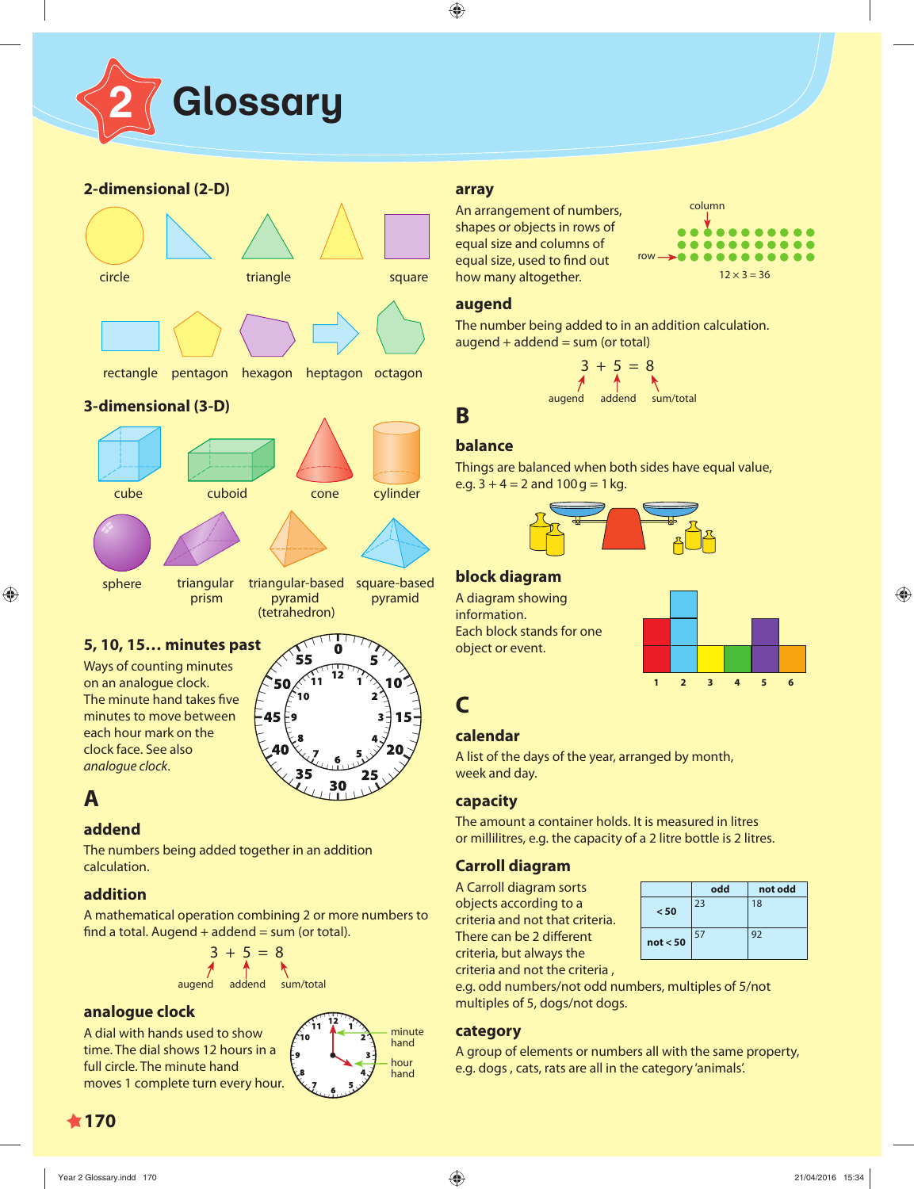# 2 Glossary

## 2-dimensional (2-D)

circle, triangle, square

rectangle, pentagon, hexagon, heptagon, octagon

## 3-dimensional (3-D)

cube, cuboid, cone, cylinder

sphere, triangular prism, triangular-based pyramid (tetrahedron), square-based pyramid

### 5, 10, 15… minutes past

Ways of counting minutes on an analogue clock. The minute hand takes five minutes to move between each hour mark on the clock face. See also *analogue clock*.

## A

### addend

The numbers being added together in an addition calculation.

### addition

A mathematical operation combining 2 or more numbers to find a total. Augend + addend = sum (or total).

$3 + 5 = 8$

augend, addend, sum/total

### analogue clock

A dial with hands used to show time. The dial shows 12 hours in a full circle. The minute hand moves 1 complete turn every hour.

minute hand, hour hand

### array

An arrangement of numbers, shapes or objects in rows of equal size and columns of equal size, used to find out how many altogether.

column, row

$12 \times 3 = 36$

### augend

The number being added to in an addition calculation.
augend + addend = sum (or total)

$3 + 5 = 8$

augend, addend, sum/total

## B

### balance

Things are balanced when both sides have equal value, e.g. 3 + 4 = 2 and 100 g = 1 kg.

### block diagram

A diagram showing information.
Each block stands for one object or event.

## C

### calendar

A list of the days of the year, arranged by month, week and day.

### capacity

The amount a container holds. It is measured in litres or millilitres, e.g. the capacity of a 2 litre bottle is 2 litres.

### Carroll diagram

A Carroll diagram sorts objects according to a criteria and not that criteria. There can be 2 different criteria, but always the criteria and not the criteria , e.g. odd numbers/not odd numbers, multiples of 5/not multiples of 5, dogs/not dogs.

| | odd | not odd |
|---|---|---|
| < 50 | 23 | 18 |
| not < 50 | 57 | 92 |

### category

A group of elements or numbers all with the same property, e.g. dogs , cats, rats are all in the category 'animals'.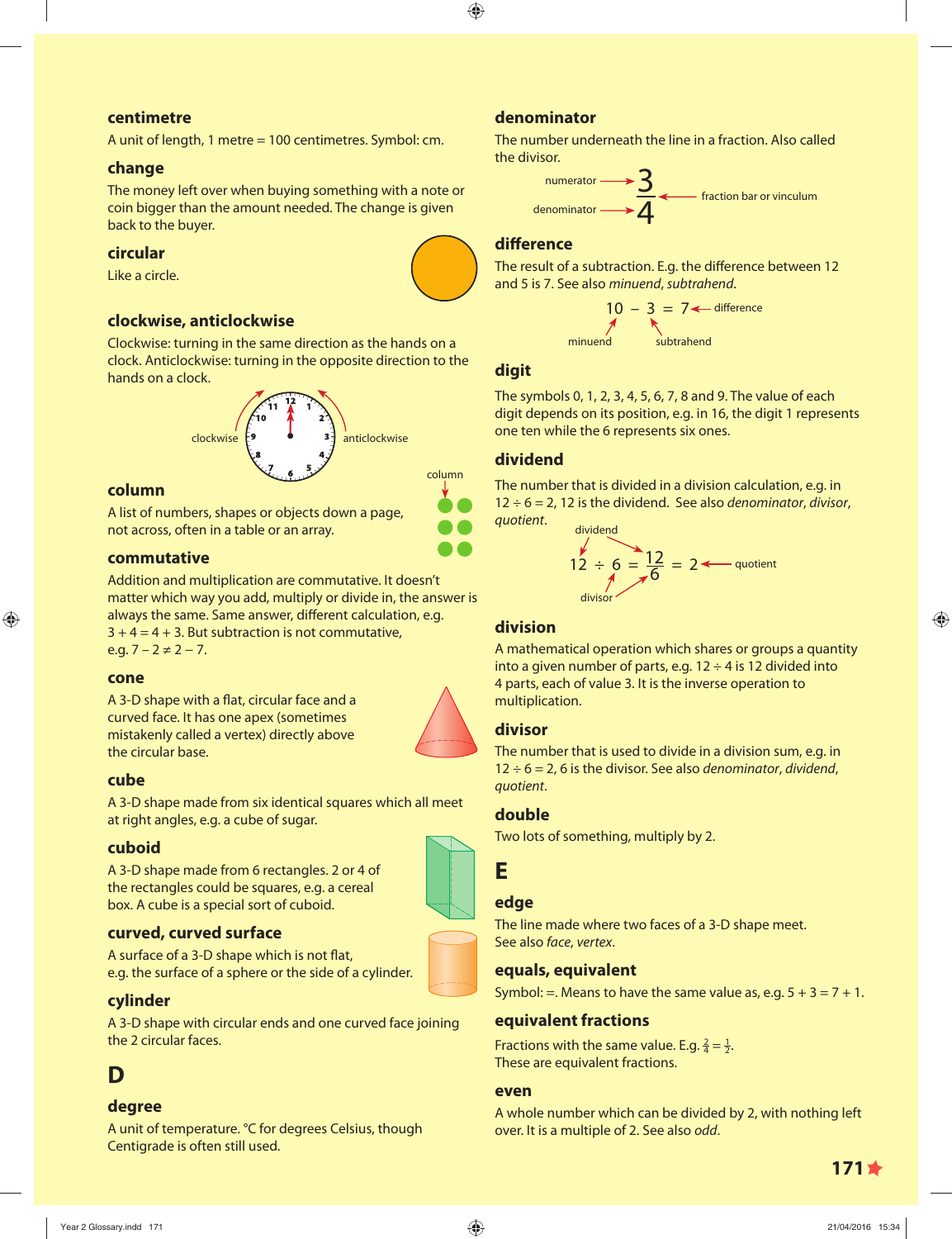### centimetre

A unit of length, 1 metre = 100 centimetres. Symbol: cm.

### change

The money left over when buying something with a note or coin bigger than the amount needed. The change is given back to the buyer.

### circular

Like a circle.

### clockwise, anticlockwise

Clockwise: turning in the same direction as the hands on a clock. Anticlockwise: turning in the opposite direction to the hands on a clock.

### column

A list of numbers, shapes or objects down a page, not across, often in a table or an array.

### commutative

Addition and multiplication are commutative. It doesn't matter which way you add, multiply or divide in, the answer is always the same. Same answer, different calculation, e.g. $3 + 4 = 4 + 3$. But subtraction is not commutative, e.g. $7 - 2 \neq 2 - 7$.

### cone

A 3-D shape with a flat, circular face and a curved face. It has one apex (sometimes mistakenly called a vertex) directly above the circular base.

### cube

A 3-D shape made from six identical squares which all meet at right angles, e.g. a cube of sugar.

### cuboid

A 3-D shape made from 6 rectangles. 2 or 4 of the rectangles could be squares, e.g. a cereal box. A cube is a special sort of cuboid.

### curved, curved surface

A surface of a 3-D shape which is not flat, e.g. the surface of a sphere or the side of a cylinder.

### cylinder

A 3-D shape with circular ends and one curved face joining the 2 circular faces.

## D

### degree

A unit of temperature. °C for degrees Celsius, though Centigrade is often still used.

### denominator

The number underneath the line in a fraction. Also called the divisor.

$$\frac{3}{4}$$

numerator (3), denominator (4), fraction bar or vinculum

### difference

The result of a subtraction. E.g. the difference between 12 and 5 is 7. See also *minuend*, *subtrahend*.

$$10 - 3 = 7$$

minuend (10), subtrahend (3), difference (7)

### digit

The symbols 0, 1, 2, 3, 4, 5, 6, 7, 8 and 9. The value of each digit depends on its position, e.g. in 16, the digit 1 represents one ten while the 6 represents six ones.

### dividend

The number that is divided in a division calculation, e.g. in $12 \div 6 = 2$, 12 is the dividend. See also *denominator*, *divisor*, *quotient*.

$$12 \div 6 = \frac{12}{6} = 2$$

dividend (12), divisor (6), quotient (2)

### division

A mathematical operation which shares or groups a quantity into a given number of parts, e.g. $12 \div 4$ is 12 divided into 4 parts, each of value 3. It is the inverse operation to multiplication.

### divisor

The number that is used to divide in a division sum, e.g. in $12 \div 6 = 2$, 6 is the divisor. See also *denominator*, *dividend*, *quotient*.

### double

Two lots of something, multiply by 2.

## E

### edge

The line made where two faces of a 3-D shape meet. See also *face*, *vertex*.

### equals, equivalent

Symbol: =. Means to have the same value as, e.g. $5 + 3 = 7 + 1$.

### equivalent fractions

Fractions with the same value. E.g. $\frac{2}{4} = \frac{1}{2}$. These are equivalent fractions.

### even

A whole number which can be divided by 2, with nothing left over. It is a multiple of 2. See also *odd*.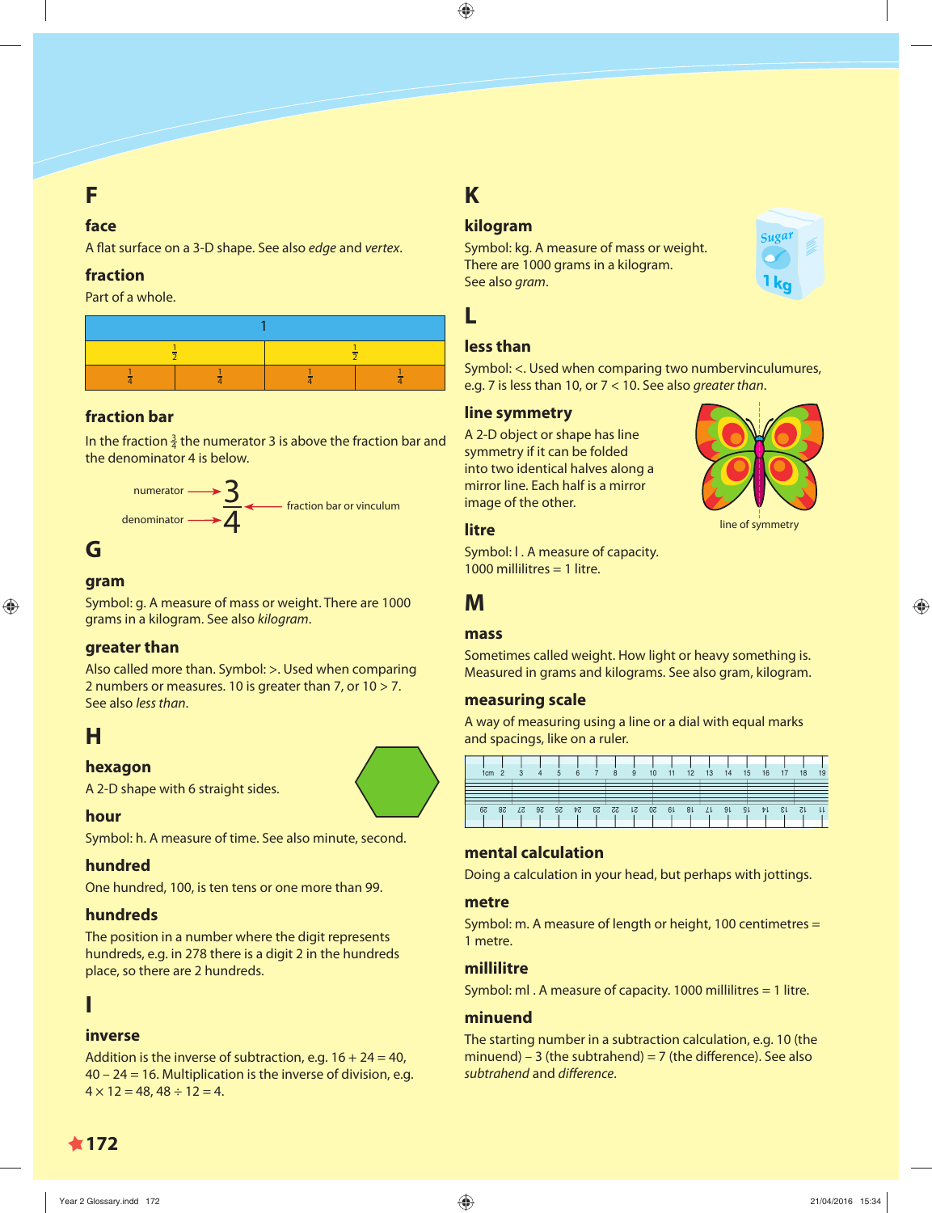## F

### face

A flat surface on a 3-D shape. See also *edge* and *vertex*.

### fraction

Part of a whole.

| 1 | | | |
|---|---|---|---|
| $\frac{1}{2}$ | | $\frac{1}{2}$ | |
| $\frac{1}{4}$ | $\frac{1}{4}$ | $\frac{1}{4}$ | $\frac{1}{4}$ |

### fraction bar

In the fraction $\frac{3}{4}$ the numerator 3 is above the fraction bar and the denominator 4 is below.

numerator → 3
denominator → 4
← fraction bar or vinculum

## G

### gram

Symbol: g. A measure of mass or weight. There are 1000 grams in a kilogram. See also *kilogram*.

### greater than

Also called more than. Symbol: >. Used when comparing 2 numbers or measures. 10 is greater than 7, or 10 > 7. See also *less than*.

## H

### hexagon

A 2-D shape with 6 straight sides.

### hour

Symbol: h. A measure of time. See also minute, second.

### hundred

One hundred, 100, is ten tens or one more than 99.

### hundreds

The position in a number where the digit represents hundreds, e.g. in 278 there is a digit 2 in the hundreds place, so there are 2 hundreds.

## I

### inverse

Addition is the inverse of subtraction, e.g. 16 + 24 = 40, 40 – 24 = 16. Multiplication is the inverse of division, e.g. 4 × 12 = 48, 48 ÷ 12 = 4.

## K

### kilogram

Symbol: kg. A measure of mass or weight. There are 1000 grams in a kilogram. See also *gram*.

## L

### less than

Symbol: <. Used when comparing two numbervinculumures, e.g. 7 is less than 10, or 7 < 10. See also *greater than*.

### line symmetry

A 2-D object or shape has line symmetry if it can be folded into two identical halves along a mirror line. Each half is a mirror image of the other.

line of symmetry

### litre

Symbol: l . A measure of capacity. 1000 millilitres = 1 litre.

## M

### mass

Sometimes called weight. How light or heavy something is. Measured in grams and kilograms. See also gram, kilogram.

### measuring scale

A way of measuring using a line or a dial with equal marks and spacings, like on a ruler.

### mental calculation

Doing a calculation in your head, but perhaps with jottings.

### metre

Symbol: m. A measure of length or height, 100 centimetres = 1 metre.

### millilitre

Symbol: ml . A measure of capacity. 1000 millilitres = 1 litre.

### minuend

The starting number in a subtraction calculation, e.g. 10 (the minuend) – 3 (the subtrahend) = 7 (the difference). See also *subtrahend* and *difference*.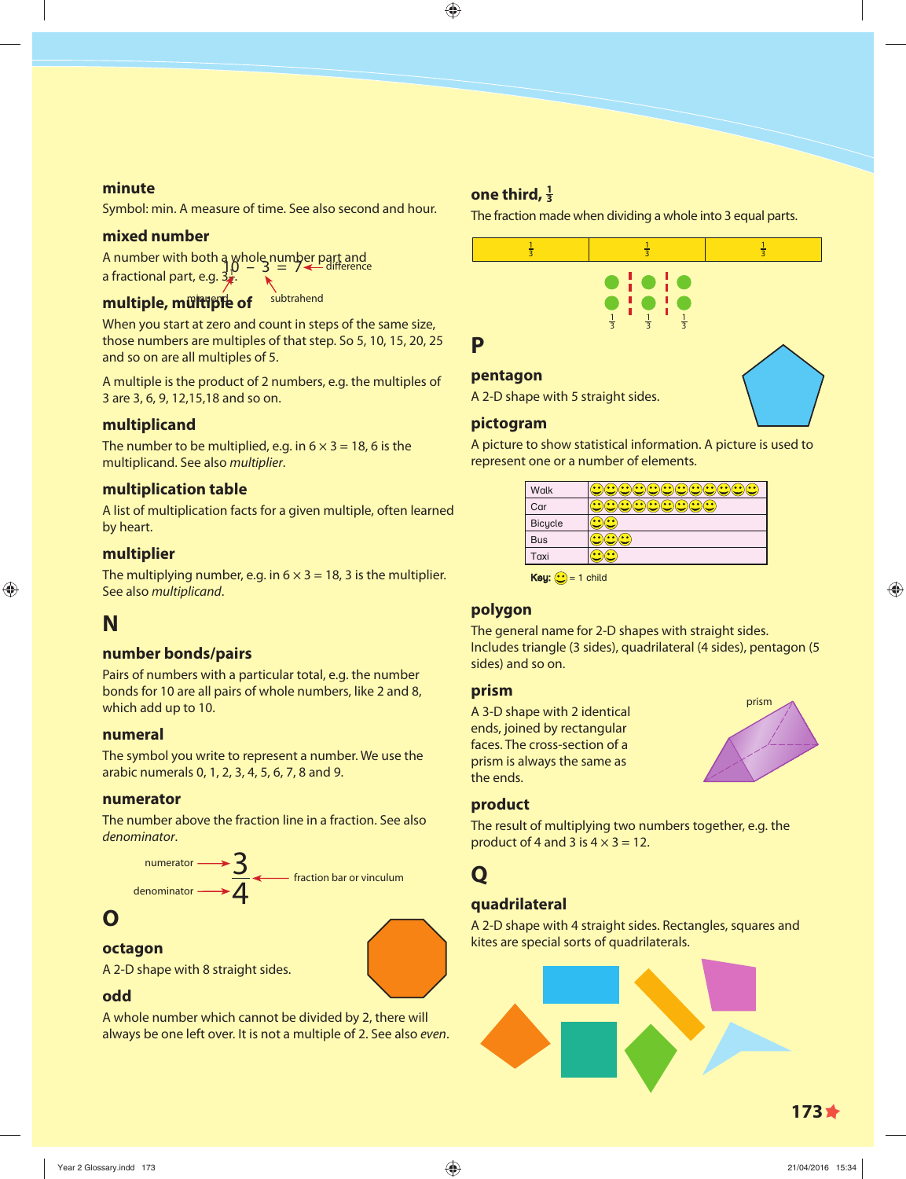## minute

Symbol: min. A measure of time. See also second and hour.

## mixed number

A number with both a whole number part and a fractional part, e.g. $3\frac{1}{2}$.

$10 - 3 = 7$ ← difference

minuend ↑ ↑ subtrahend

## multiple, multiple of

When you start at zero and count in steps of the same size, those numbers are multiples of that step. So 5, 10, 15, 20, 25 and so on are all multiples of 5.

A multiple is the product of 2 numbers, e.g. the multiples of 3 are 3, 6, 9, 12,15,18 and so on.

## multiplicand

The number to be multiplied, e.g. in $6 \times 3 = 18$, 6 is the multiplicand. See also *multiplier*.

## multiplication table

A list of multiplication facts for a given multiple, often learned by heart.

## multiplier

The multiplying number, e.g. in $6 \times 3 = 18$, 3 is the multiplier. See also *multiplicand*.

# N

## number bonds/pairs

Pairs of numbers with a particular total, e.g. the number bonds for 10 are all pairs of whole numbers, like 2 and 8, which add up to 10.

## numeral

The symbol you write to represent a number. We use the arabic numerals 0, 1, 2, 3, 4, 5, 6, 7, 8 and 9.

## numerator

The number above the fraction line in a fraction. See also *denominator*.

numerator → 3

fraction bar or vinculum

denominator → 4

# O

## octagon

A 2-D shape with 8 straight sides.

## odd

A whole number which cannot be divided by 2, there will always be one left over. It is not a multiple of 2. See also *even*.

## one third, $\frac{1}{3}$

The fraction made when dividing a whole into 3 equal parts.

| $\frac{1}{3}$ | $\frac{1}{3}$ | $\frac{1}{3}$ |
|---|---|---|

$\frac{1}{3}$ $\frac{1}{3}$ $\frac{1}{3}$

# P

## pentagon

A 2-D shape with 5 straight sides.

## pictogram

A picture to show statistical information. A picture is used to represent one or a number of elements.

| Walk | 😊😊😊😊😊😊😊😊😊😊😊😊 |
|---|---|
| Car | 😊😊😊😊😊😊😊😊😊 |
| Bicycle | 😊😊 |
| Bus | 😊😊😊 |
| Taxi | 😊😊 |

Key: 😊 = 1 child

## polygon

The general name for 2-D shapes with straight sides. Includes triangle (3 sides), quadrilateral (4 sides), pentagon (5 sides) and so on.

## prism

A 3-D shape with 2 identical ends, joined by rectangular faces. The cross-section of a prism is always the same as the ends.

prism

## product

The result of multiplying two numbers together, e.g. the product of 4 and 3 is $4 \times 3 = 12$.

# Q

## quadrilateral

A 2-D shape with 4 straight sides. Rectangles, squares and kites are special sorts of quadrilaterals.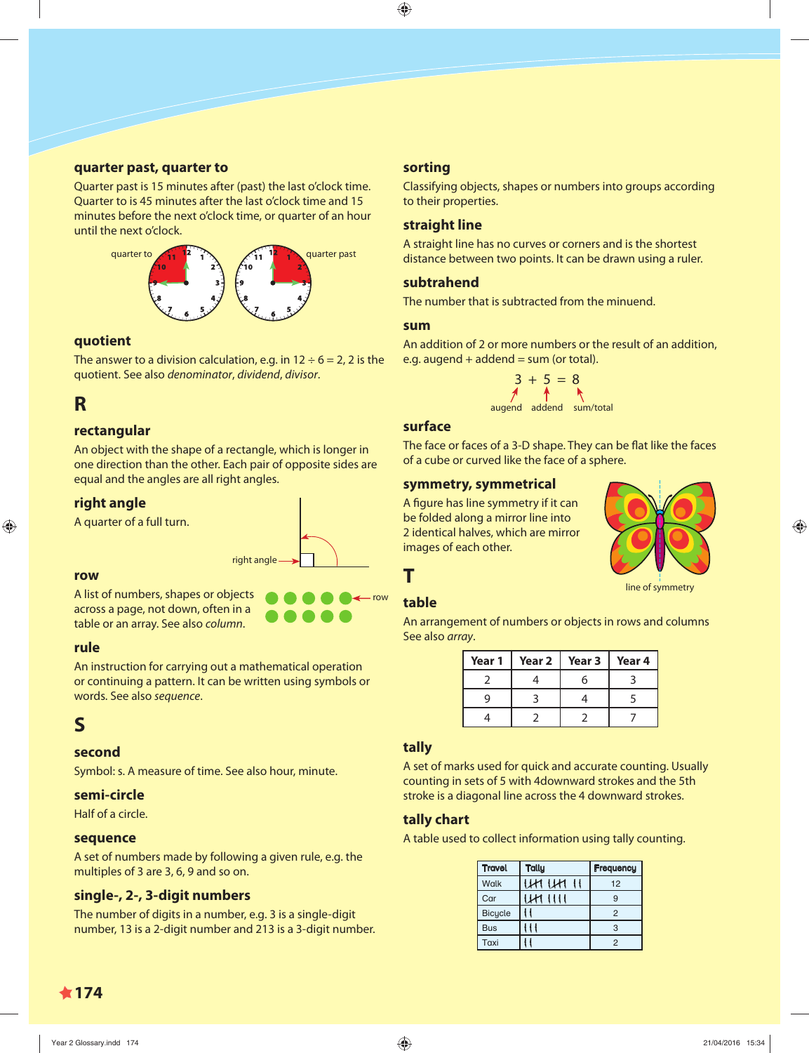### quarter past, quarter to

Quarter past is 15 minutes after (past) the last o'clock time. Quarter to is 45 minutes after the last o'clock time and 15 minutes before the next o'clock time, or quarter of an hour until the next o'clock.

quarter to    quarter past

### quotient

The answer to a division calculation, e.g. in $12 \div 6 = 2$, 2 is the quotient. See also *denominator*, *dividend*, *divisor*.

## R

### rectangular

An object with the shape of a rectangle, which is longer in one direction than the other. Each pair of opposite sides are equal and the angles are all right angles.

### right angle

A quarter of a full turn.

right angle

### row

A list of numbers, shapes or objects across a page, not down, often in a table or an array. See also *column*.

row

### rule

An instruction for carrying out a mathematical operation or continuing a pattern. It can be written using symbols or words. See also *sequence*.

## S

### second

Symbol: s. A measure of time. See also hour, minute.

### semi-circle

Half of a circle.

### sequence

A set of numbers made by following a given rule, e.g. the multiples of 3 are 3, 6, 9 and so on.

### single-, 2-, 3-digit numbers

The number of digits in a number, e.g. 3 is a single-digit number, 13 is a 2-digit number and 213 is a 3-digit number.

### sorting

Classifying objects, shapes or numbers into groups according to their properties.

### straight line

A straight line has no curves or corners and is the shortest distance between two points. It can be drawn using a ruler.

### subtrahend

The number that is subtracted from the minuend.

### sum

An addition of 2 or more numbers or the result of an addition, e.g. augend + addend = sum (or total).

$$3 + 5 = 8$$

augend   addend   sum/total

### surface

The face or faces of a 3-D shape. They can be flat like the faces of a cube or curved like the face of a sphere.

### symmetry, symmetrical

A figure has line symmetry if it can be folded along a mirror line into 2 identical halves, which are mirror images of each other.

line of symmetry

## T

### table

An arrangement of numbers or objects in rows and columns See also *array*.

| Year 1 | Year 2 | Year 3 | Year 4 |
|---|---|---|---|
| 2 | 4 | 6 | 3 |
| 9 | 3 | 4 | 5 |
| 4 | 2 | 2 | 7 |

### tally

A set of marks used for quick and accurate counting. Usually counting in sets of 5 with 4downward strokes and the 5th stroke is a diagonal line across the 4 downward strokes.

### tally chart

A table used to collect information using tally counting.

| Travel | Tally | Frequency |
|---|---|---|
| Walk | 卌 卌 \|\| | 12 |
| Car | 卌 \|\|\|\| | 9 |
| Bicycle | \|\| | 2 |
| Bus | \|\|\| | 3 |
| Taxi | \|\| | 2 |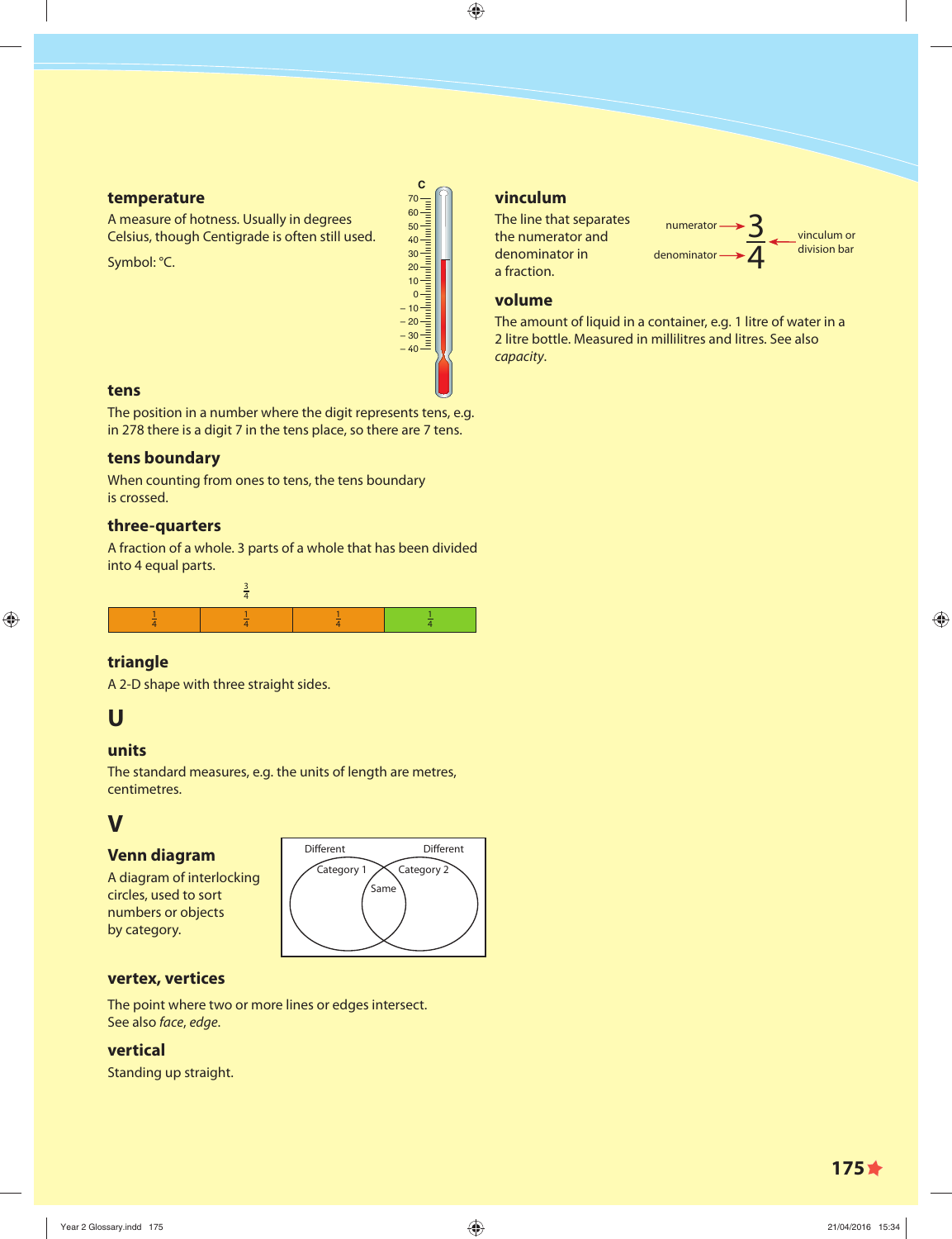### temperature

A measure of hotness. Usually in degrees Celsius, though Centigrade is often still used.

Symbol: °C.

C
70
60
50
40
30
20
10
0
– 10
– 20
– 30
– 40

### tens

The position in a number where the digit represents tens, e.g. in 278 there is a digit 7 in the tens place, so there are 7 tens.

### tens boundary

When counting from ones to tens, the tens boundary is crossed.

### three-quarters

A fraction of a whole. 3 parts of a whole that has been divided into 4 equal parts.

$\frac{3}{4}$

$\frac{1}{4}$ $\frac{1}{4}$ $\frac{1}{4}$ $\frac{1}{4}$

### triangle

A 2-D shape with three straight sides.

# U

### units

The standard measures, e.g. the units of length are metres, centimetres.

# V

### Venn diagram

A diagram of interlocking circles, used to sort numbers or objects by category.

Different
Different
Category 1
Category 2
Same

### vertex, vertices

The point where two or more lines or edges intersect. See also *face*, *edge*.

### vertical

Standing up straight.

### vinculum

The line that separates the numerator and denominator in a fraction.

numerator
denominator
$\frac{3}{4}$
vinculum or division bar

### volume

The amount of liquid in a container, e.g. 1 litre of water in a 2 litre bottle. Measured in millilitres and litres. See also *capacity*.